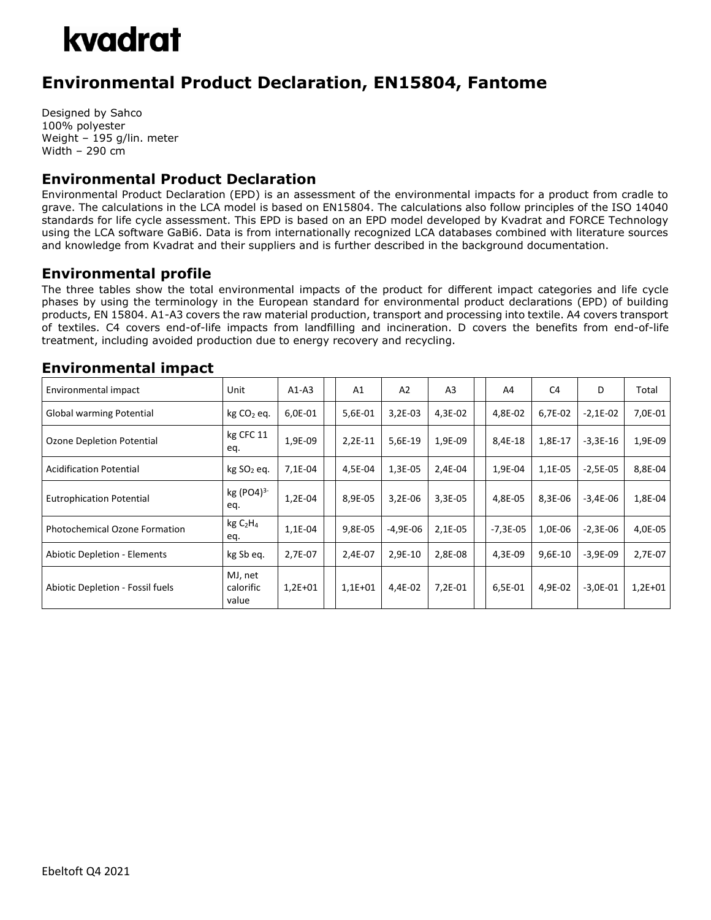# kvadrat

## Environmental Product Declaration, EN15804, Fantome

Designed by Sahco
100% polyester
Weight – 195 g/lin. meter
Width – 290 cm

### Environmental Product Declaration

Environmental Product Declaration (EPD) is an assessment of the environmental impacts for a product from cradle to grave. The calculations in the LCA model is based on EN15804. The calculations also follow principles of the ISO 14040 standards for life cycle assessment. This EPD is based on an EPD model developed by Kvadrat and FORCE Technology using the LCA software GaBi6. Data is from internationally recognized LCA databases combined with literature sources and knowledge from Kvadrat and their suppliers and is further described in the background documentation.

### Environmental profile

The three tables show the total environmental impacts of the product for different impact categories and life cycle phases by using the terminology in the European standard for environmental product declarations (EPD) of building products, EN 15804. A1-A3 covers the raw material production, transport and processing into textile. A4 covers transport of textiles. C4 covers end-of-life impacts from landfilling and incineration. D covers the benefits from end-of-life treatment, including avoided production due to energy recovery and recycling.

### Environmental impact

| Environmental impact | Unit | A1-A3 | | A1 | A2 | A3 | | A4 | C4 | D | Total |
|---|---|---|---|---|---|---|---|---|---|---|---|
| Global warming Potential | kg $CO_2$ eq. | 6,0E-01 | | 5,6E-01 | 3,2E-03 | 4,3E-02 | | 4,8E-02 | 6,7E-02 | -2,1E-02 | 7,0E-01 |
| Ozone Depletion Potential | kg CFC 11 eq. | 1,9E-09 | | 2,2E-11 | 5,6E-19 | 1,9E-09 | | 8,4E-18 | 1,8E-17 | -3,3E-16 | 1,9E-09 |
| Acidification Potential | kg $SO_2$ eq. | 7,1E-04 | | 4,5E-04 | 1,3E-05 | 2,4E-04 | | 1,9E-04 | 1,1E-05 | -2,5E-05 | 8,8E-04 |
| Eutrophication Potential | kg $(PO4)^{3-}$ eq. | 1,2E-04 | | 8,9E-05 | 3,2E-06 | 3,3E-05 | | 4,8E-05 | 8,3E-06 | -3,4E-06 | 1,8E-04 |
| Photochemical Ozone Formation | kg $C_2H_4$ eq. | 1,1E-04 | | 9,8E-05 | -4,9E-06 | 2,1E-05 | | -7,3E-05 | 1,0E-06 | -2,3E-06 | 4,0E-05 |
| Abiotic Depletion - Elements | kg Sb eq. | 2,7E-07 | | 2,4E-07 | 2,9E-10 | 2,8E-08 | | 4,3E-09 | 9,6E-10 | -3,9E-09 | 2,7E-07 |
| Abiotic Depletion - Fossil fuels | MJ, net calorific value | 1,2E+01 | | 1,1E+01 | 4,4E-02 | 7,2E-01 | | 6,5E-01 | 4,9E-02 | -3,0E-01 | 1,2E+01 |

Ebeltoft Q4 2021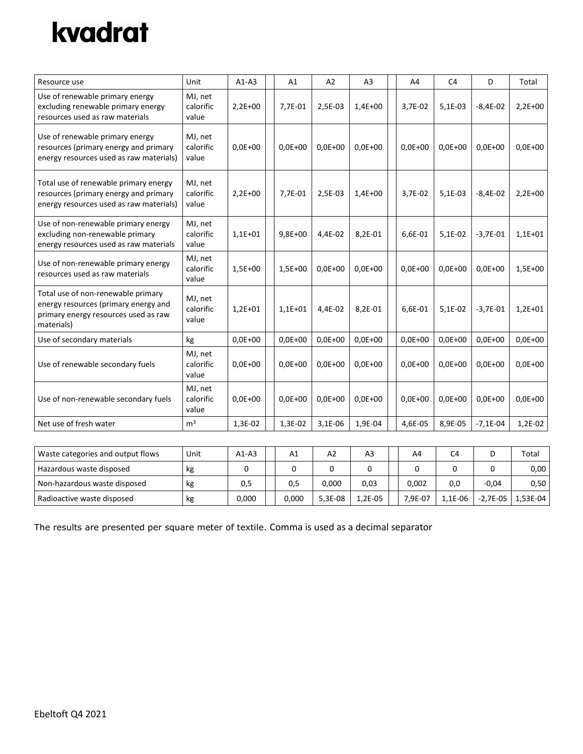# kvadrat

| Resource use | Unit | A1-A3 | | A1 | A2 | A3 | | A4 | C4 | D | Total |
|---|---|---|---|---|---|---|---|---|---|---|---|
| Use of renewable primary energy excluding renewable primary energy resources used as raw materials | MJ, net calorific value | 2,2E+00 | | 7,7E-01 | 2,5E-03 | 1,4E+00 | | 3,7E-02 | 5,1E-03 | -8,4E-02 | 2,2E+00 |
| Use of renewable primary energy resources (primary energy and primary energy resources used as raw materials) | MJ, net calorific value | 0,0E+00 | | 0,0E+00 | 0,0E+00 | 0,0E+00 | | 0,0E+00 | 0,0E+00 | 0,0E+00 | 0,0E+00 |
| Total use of renewable primary energy resources (primary energy and primary energy resources used as raw materials) | MJ, net calorific value | 2,2E+00 | | 7,7E-01 | 2,5E-03 | 1,4E+00 | | 3,7E-02 | 5,1E-03 | -8,4E-02 | 2,2E+00 |
| Use of non-renewable primary energy excluding non-renewable primary energy resources used as raw materials | MJ, net calorific value | 1,1E+01 | | 9,8E+00 | 4,4E-02 | 8,2E-01 | | 6,6E-01 | 5,1E-02 | -3,7E-01 | 1,1E+01 |
| Use of non-renewable primary energy resources used as raw materials | MJ, net calorific value | 1,5E+00 | | 1,5E+00 | 0,0E+00 | 0,0E+00 | | 0,0E+00 | 0,0E+00 | 0,0E+00 | 1,5E+00 |
| Total use of non-renewable primary energy resources (primary energy and primary energy resources used as raw materials) | MJ, net calorific value | 1,2E+01 | | 1,1E+01 | 4,4E-02 | 8,2E-01 | | 6,6E-01 | 5,1E-02 | -3,7E-01 | 1,2E+01 |
| Use of secondary materials | kg | 0,0E+00 | | 0,0E+00 | 0,0E+00 | 0,0E+00 | | 0,0E+00 | 0,0E+00 | 0,0E+00 | 0,0E+00 |
| Use of renewable secondary fuels | MJ, net calorific value | 0,0E+00 | | 0,0E+00 | 0,0E+00 | 0,0E+00 | | 0,0E+00 | 0,0E+00 | 0,0E+00 | 0,0E+00 |
| Use of non-renewable secondary fuels | MJ, net calorific value | 0,0E+00 | | 0,0E+00 | 0,0E+00 | 0,0E+00 | | 0,0E+00 | 0,0E+00 | 0,0E+00 | 0,0E+00 |
| Net use of fresh water | $m^3$ | 1,3E-02 | | 1,3E-02 | 3,1E-06 | 1,9E-04 | | 4,6E-05 | 8,9E-05 | -7,1E-04 | 1,2E-02 |

| Waste categories and output flows | Unit | A1-A3 | | A1 | A2 | A3 | | A4 | C4 | D | Total |
|---|---|---|---|---|---|---|---|---|---|---|---|
| Hazardous waste disposed | kg | 0 | | 0 | 0 | 0 | | 0 | 0 | 0 | 0,00 |
| Non-hazardous waste disposed | kg | 0,5 | | 0,5 | 0,000 | 0,03 | | 0,002 | 0,0 | -0,04 | 0,50 |
| Radioactive waste disposed | kg | 0,000 | | 0,000 | 5,3E-08 | 1,2E-05 | | 7,9E-07 | 1,1E-06 | -2,7E-05 | 1,53E-04 |

The results are presented per square meter of textile. Comma is used as a decimal separator

Ebeltoft Q4 2021